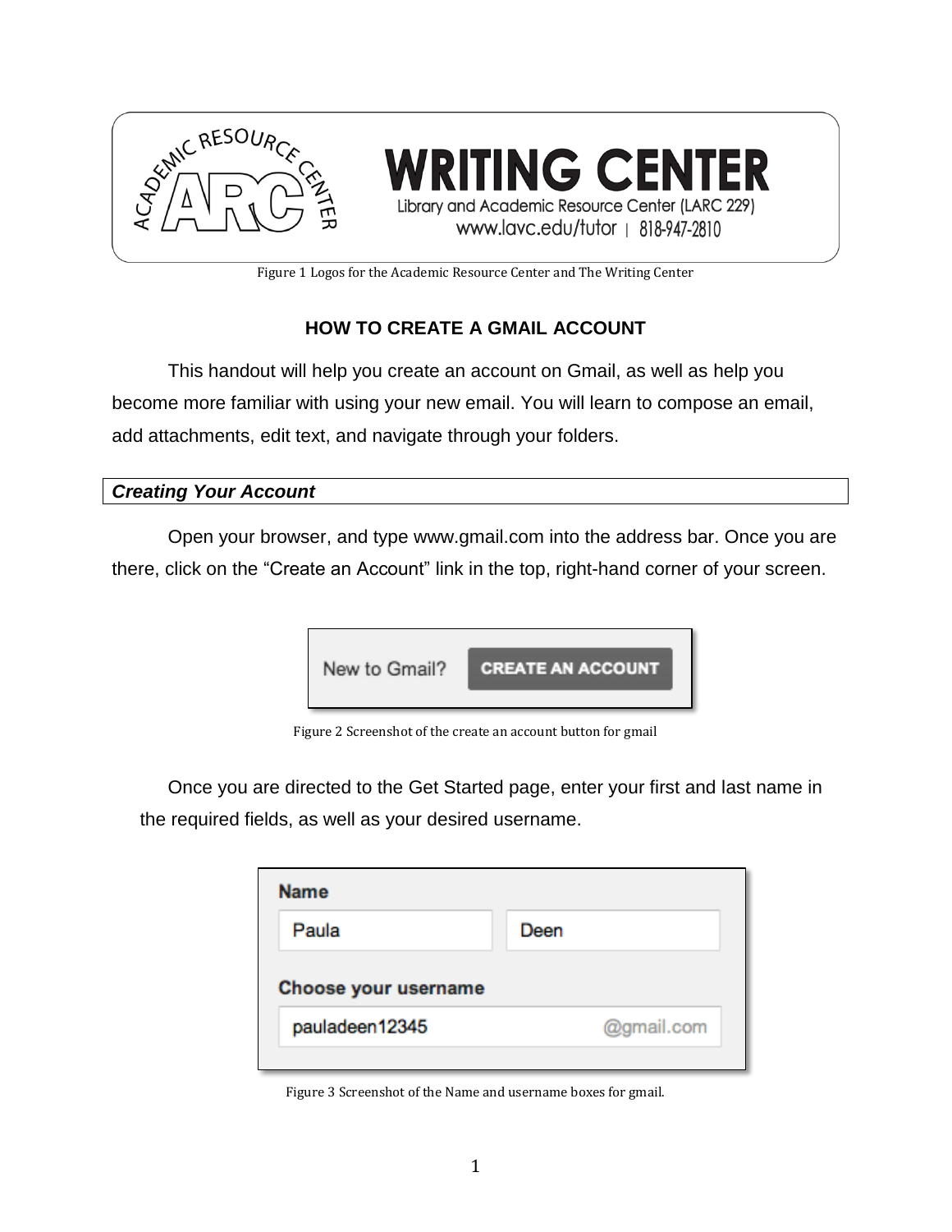Figure 1 Logos for the Academic Resource Center and The Writing Center

# HOW TO CREATE A GMAIL ACCOUNT

This handout will help you create an account on Gmail, as well as help you become more familiar with using your new email. You will learn to compose an email, add attachments, edit text, and navigate through your folders.

## *Creating Your Account*

Open your browser, and type www.gmail.com into the address bar. Once you are there, click on the "Create an Account" link in the top, right-hand corner of your screen.

Figure 2 Screenshot of the create an account button for gmail

Once you are directed to the Get Started page, enter your first and last name in the required fields, as well as your desired username.

Figure 3 Screenshot of the Name and username boxes for gmail.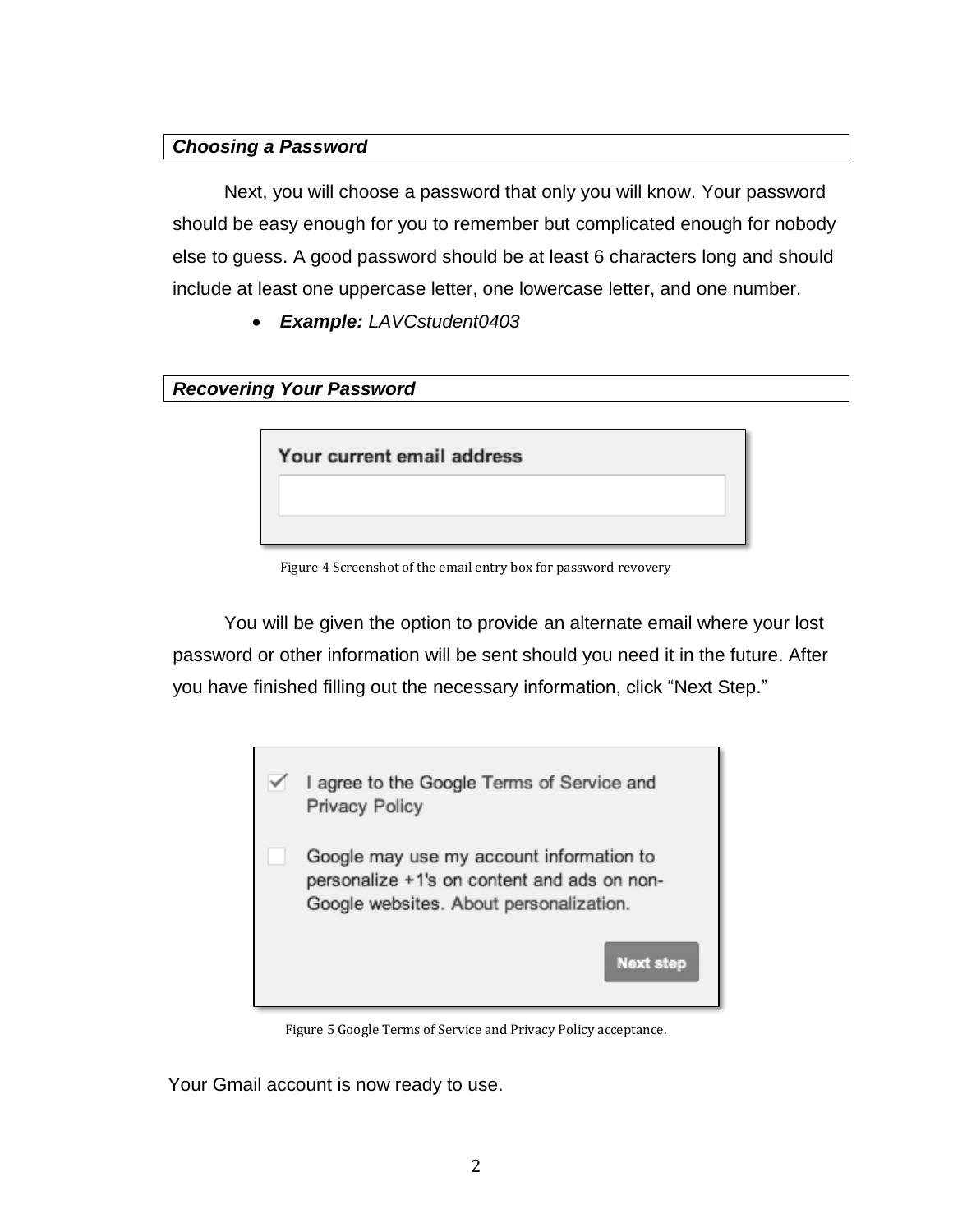### ***Choosing a Password***

Next, you will choose a password that only you will know. Your password should be easy enough for you to remember but complicated enough for nobody else to guess. A good password should be at least 6 characters long and should include at least one uppercase letter, one lowercase letter, and one number.

- ***Example:*** *LAVCstudent0403*

### ***Recovering Your Password***

Figure 4 Screenshot of the email entry box for password revovery

You will be given the option to provide an alternate email where your lost password or other information will be sent should you need it in the future. After you have finished filling out the necessary information, click "Next Step."

Figure 5 Google Terms of Service and Privacy Policy acceptance.

Your Gmail account is now ready to use.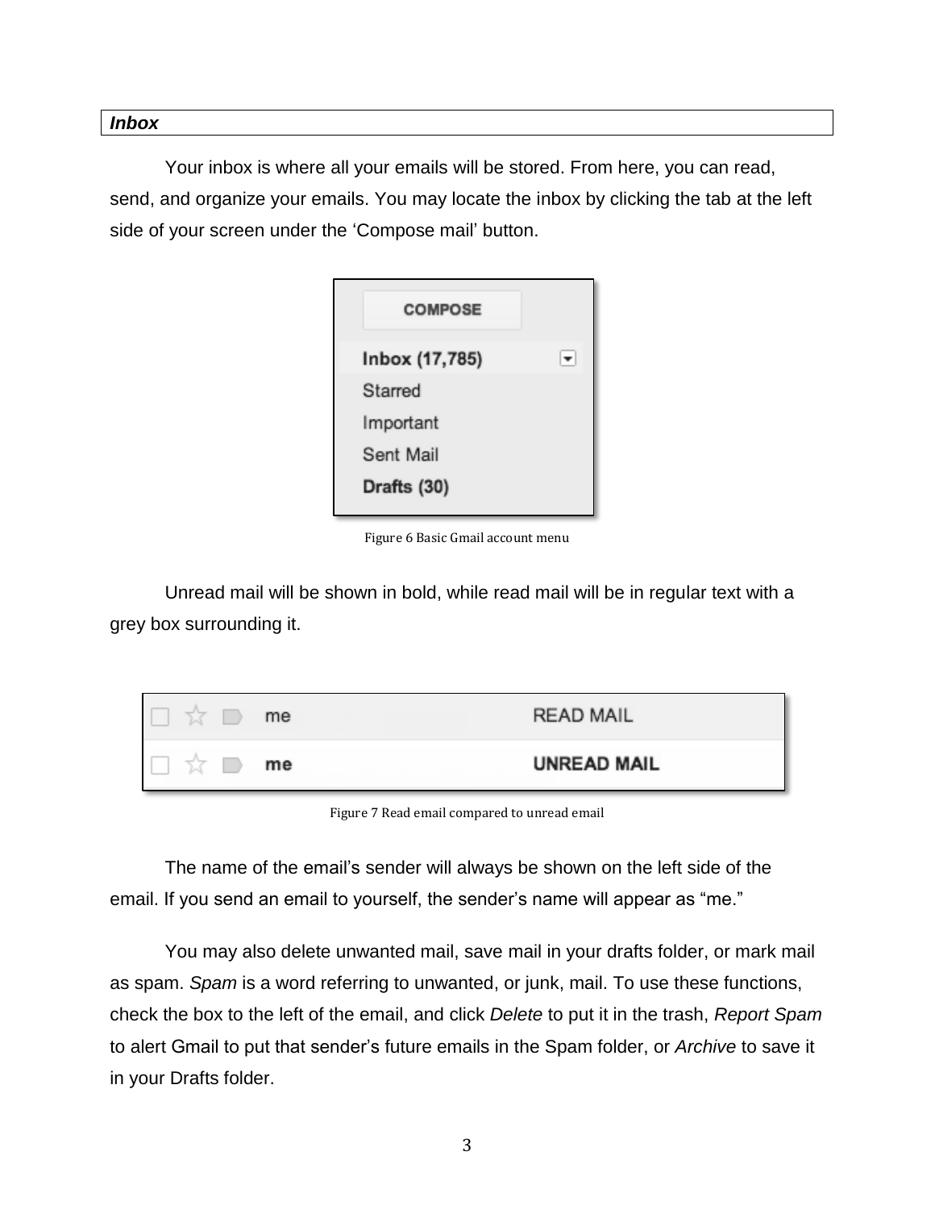***Inbox***

Your inbox is where all your emails will be stored. From here, you can read, send, and organize your emails. You may locate the inbox by clicking the tab at the left side of your screen under the 'Compose mail' button.

Figure 6 Basic Gmail account menu

Unread mail will be shown in bold, while read mail will be in regular text with a grey box surrounding it.

Figure 7 Read email compared to unread email

The name of the email's sender will always be shown on the left side of the email. If you send an email to yourself, the sender's name will appear as "me."

You may also delete unwanted mail, save mail in your drafts folder, or mark mail as spam. *Spam* is a word referring to unwanted, or junk, mail. To use these functions, check the box to the left of the email, and click *Delete* to put it in the trash, *Report Spam* to alert Gmail to put that sender's future emails in the Spam folder, or *Archive* to save it in your Drafts folder.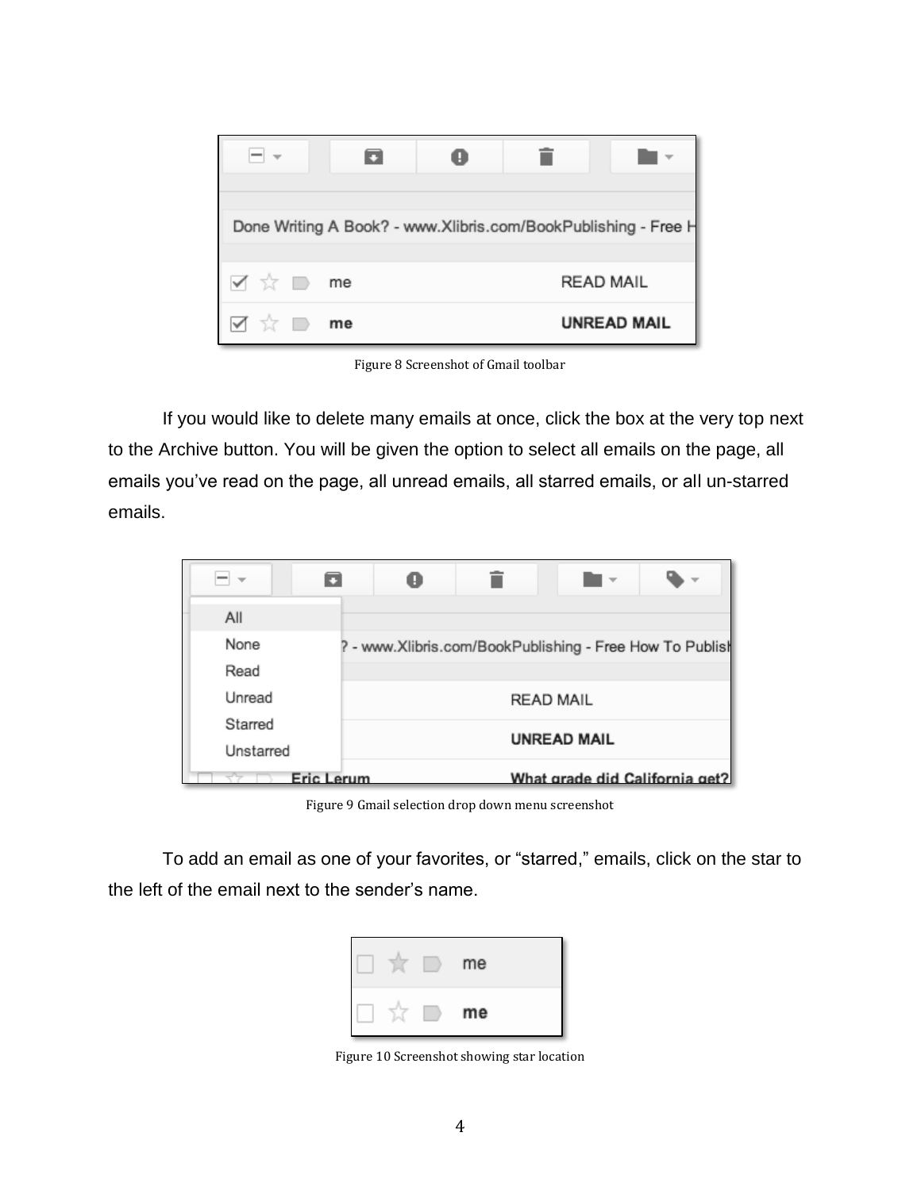Figure 8 Screenshot of Gmail toolbar

If you would like to delete many emails at once, click the box at the very top next to the Archive button. You will be given the option to select all emails on the page, all emails you've read on the page, all unread emails, all starred emails, or all un-starred emails.

Figure 9 Gmail selection drop down menu screenshot

To add an email as one of your favorites, or "starred," emails, click on the star to the left of the email next to the sender's name.

Figure 10 Screenshot showing star location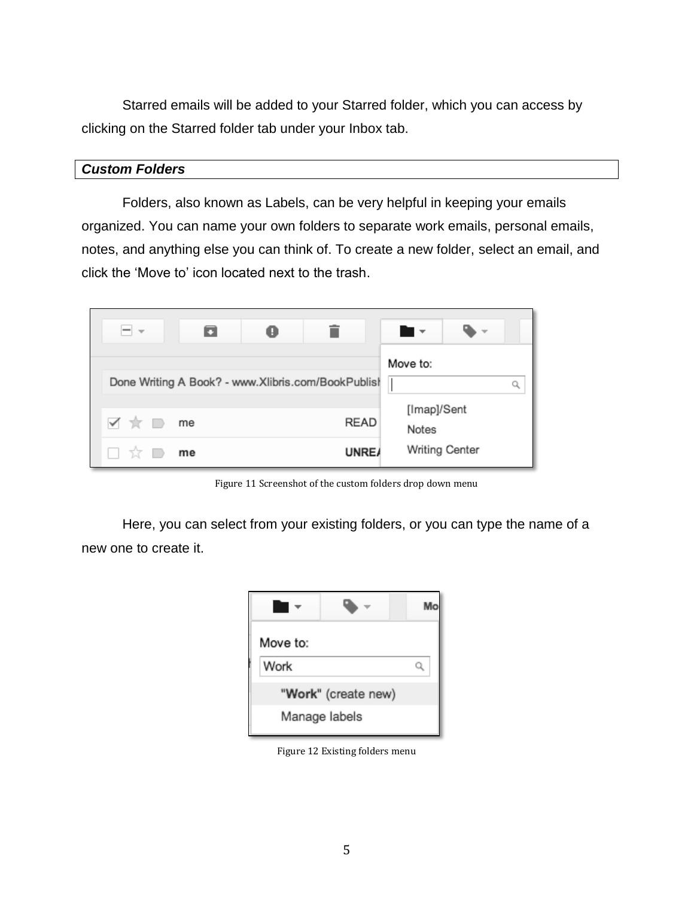Starred emails will be added to your Starred folder, which you can access by clicking on the Starred folder tab under your Inbox tab.

### *Custom Folders*

Folders, also known as Labels, can be very helpful in keeping your emails organized. You can name your own folders to separate work emails, personal emails, notes, and anything else you can think of. To create a new folder, select an email, and click the 'Move to' icon located next to the trash.

Figure 11 Screenshot of the custom folders drop down menu

Here, you can select from your existing folders, or you can type the name of a new one to create it.

Figure 12 Existing folders menu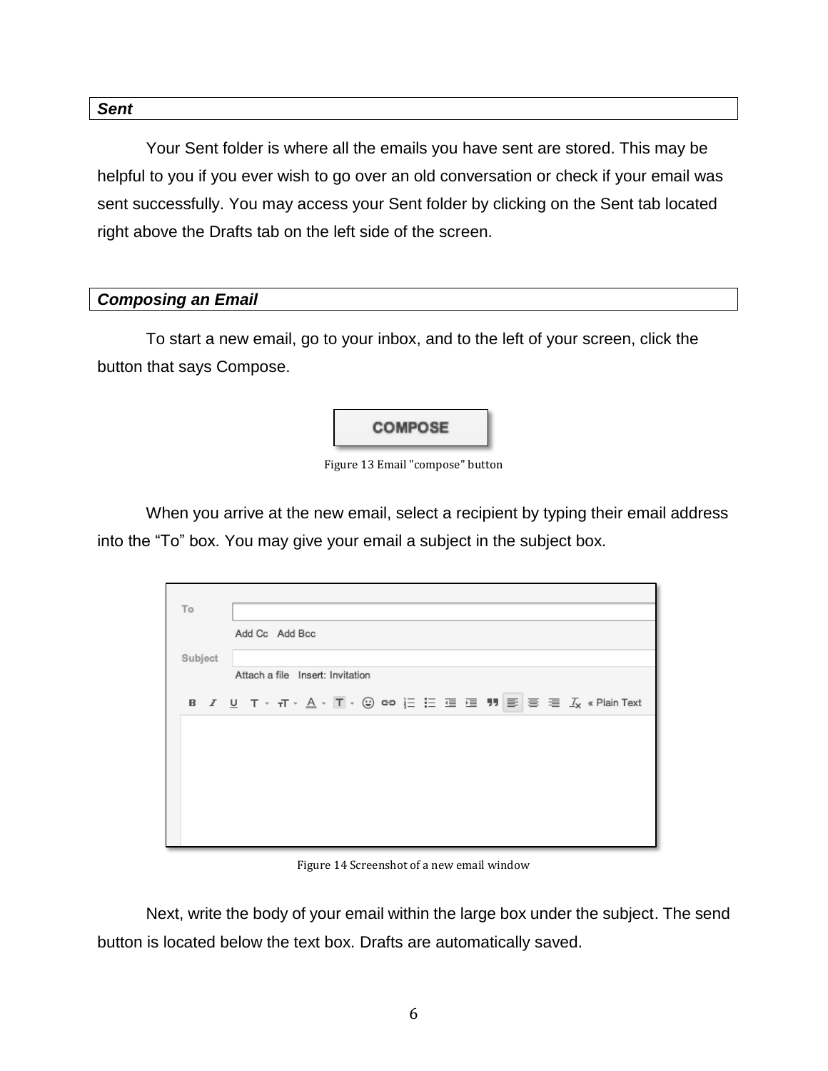### *Sent*

Your Sent folder is where all the emails you have sent are stored. This may be helpful to you if you ever wish to go over an old conversation or check if your email was sent successfully. You may access your Sent folder by clicking on the Sent tab located right above the Drafts tab on the left side of the screen.

### *Composing an Email*

To start a new email, go to your inbox, and to the left of your screen, click the button that says Compose.

Figure 13 Email "compose" button

When you arrive at the new email, select a recipient by typing their email address into the “To” box. You may give your email a subject in the subject box.

Figure 14 Screenshot of a new email window

Next, write the body of your email within the large box under the subject. The send button is located below the text box. Drafts are automatically saved.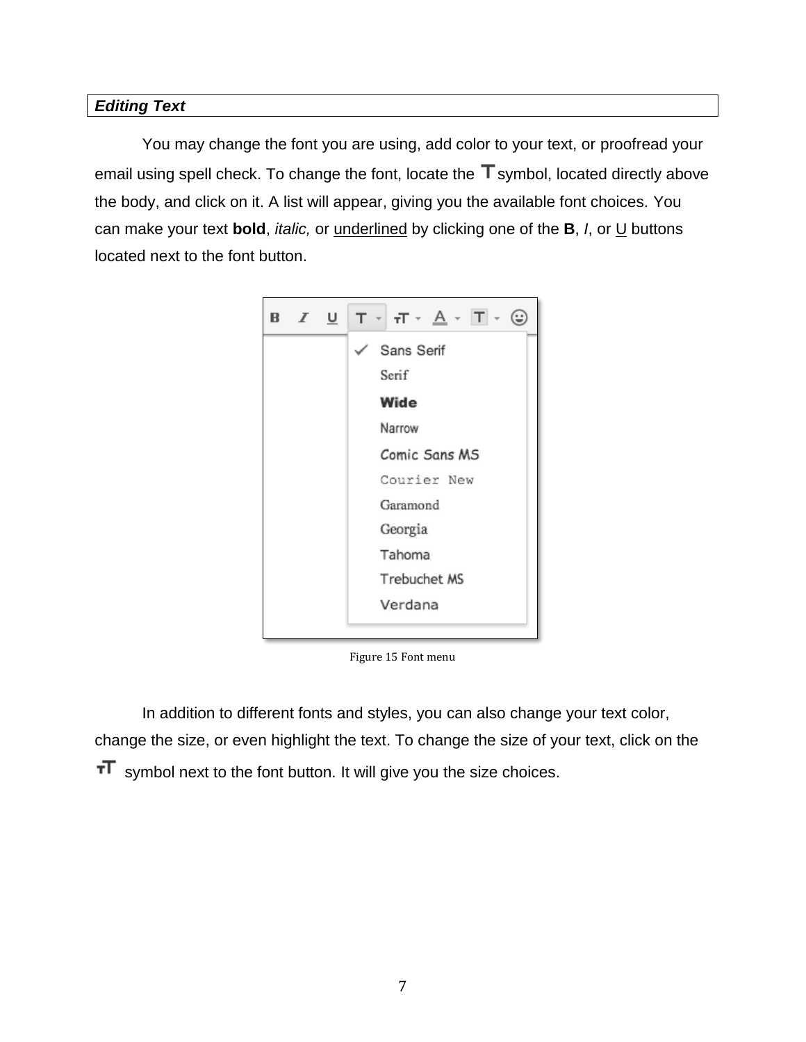***Editing Text***

You may change the font you are using, add color to your text, or proofread your email using spell check. To change the font, locate the **T** symbol, located directly above the body, and click on it. A list will appear, giving you the available font choices. You can make your text **bold**, *italic,* or <u>underlined</u> by clicking one of the **B**, *I*, or <u>U</u> buttons located next to the font button.

Figure 15 Font menu

In addition to different fonts and styles, you can also change your text color, change the size, or even highlight the text. To change the size of your text, click on the ᴛT symbol next to the font button. It will give you the size choices.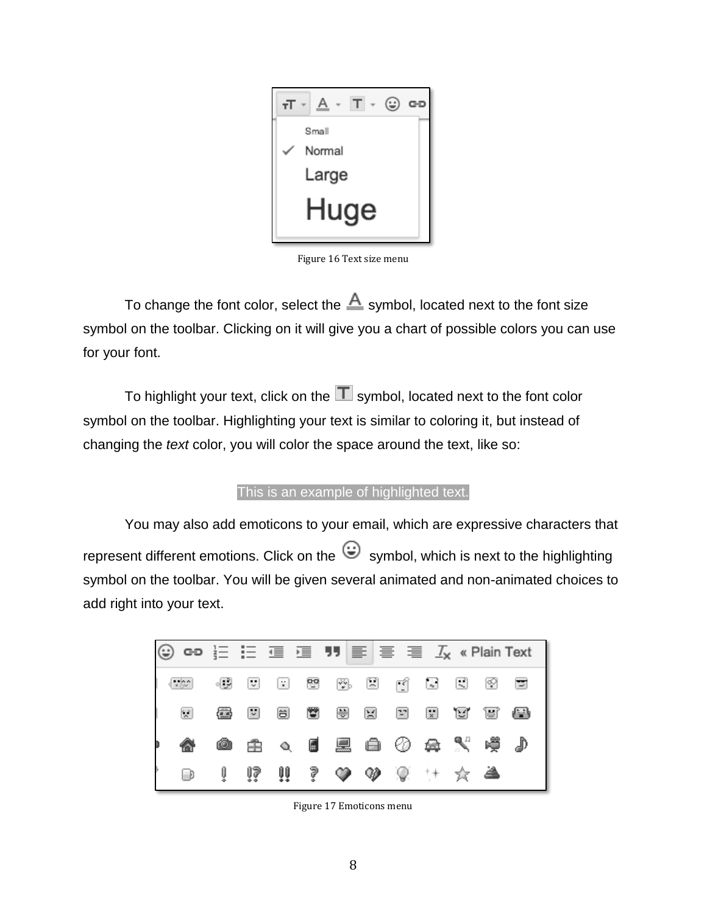Figure 16 Text size menu

To change the font color, select the A symbol, located next to the font size symbol on the toolbar. Clicking on it will give you a chart of possible colors you can use for your font.

To highlight your text, click on the T symbol, located next to the font color symbol on the toolbar. Highlighting your text is similar to coloring it, but instead of changing the *text* color, you will color the space around the text, like so:

This is an example of highlighted text.

You may also add emoticons to your email, which are expressive characters that represent different emotions. Click on the ☺ symbol, which is next to the highlighting symbol on the toolbar. You will be given several animated and non-animated choices to add right into your text.

Figure 17 Emoticons menu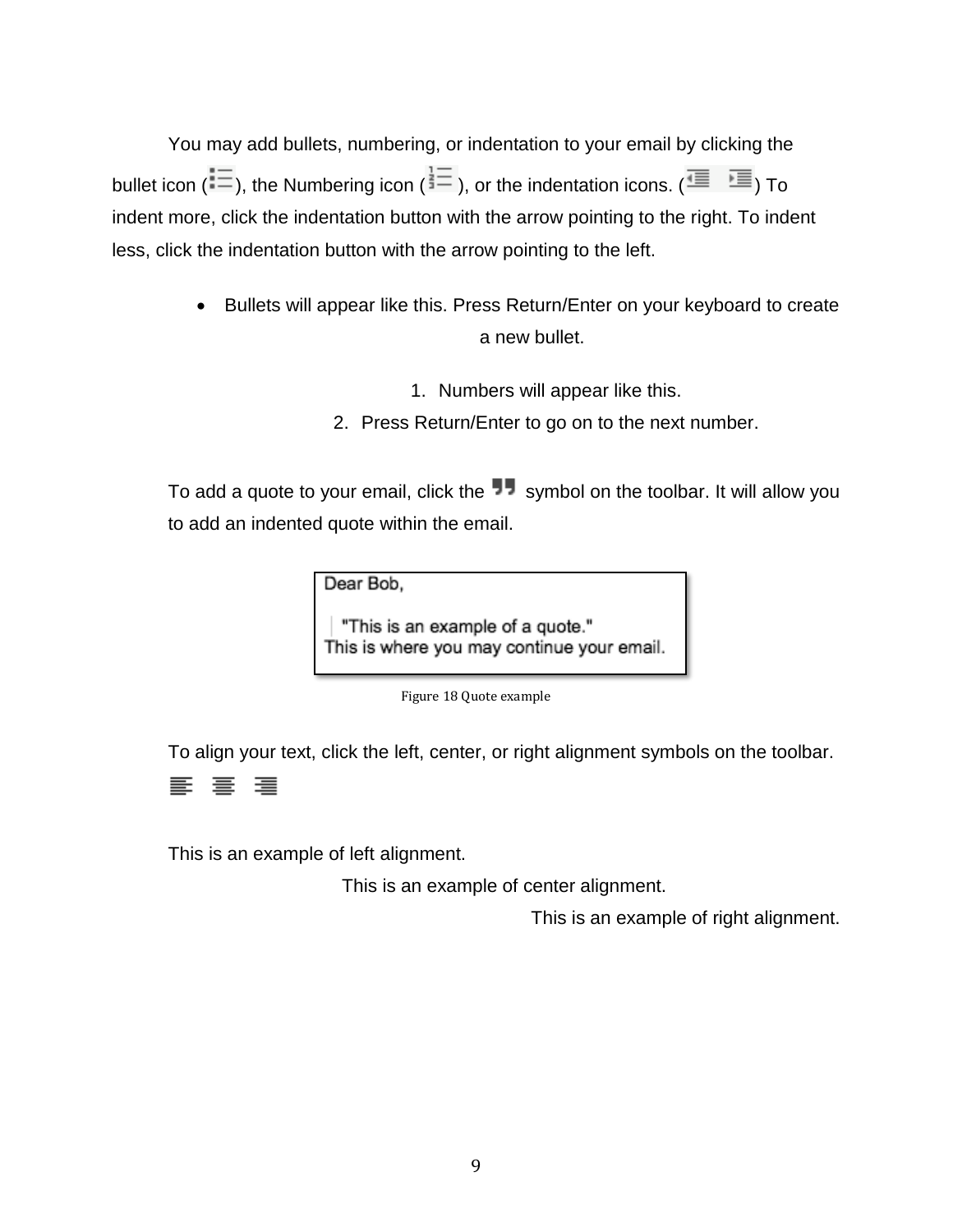You may add bullets, numbering, or indentation to your email by clicking the bullet icon ( ), the Numbering icon ( ), or the indentation icons. ( ) To indent more, click the indentation button with the arrow pointing to the right. To indent less, click the indentation button with the arrow pointing to the left.

- Bullets will appear like this. Press Return/Enter on your keyboard to create a new bullet.

1. Numbers will appear like this.
2. Press Return/Enter to go on to the next number.

To add a quote to your email, click the symbol on the toolbar. It will allow you to add an indented quote within the email.

Dear Bob,

> "This is an example of a quote."

This is where you may continue your email.

Figure 18 Quote example

To align your text, click the left, center, or right alignment symbols on the toolbar.

This is an example of left alignment.

This is an example of center alignment.

This is an example of right alignment.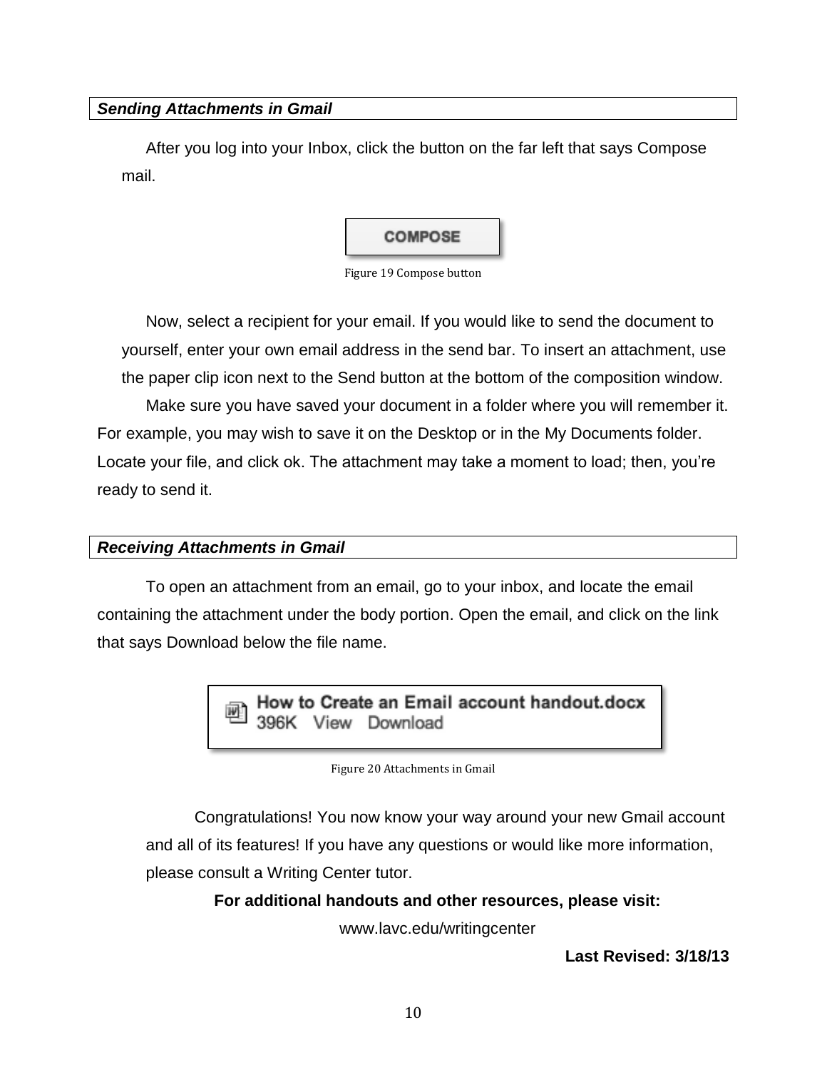### *Sending Attachments in Gmail*

After you log into your Inbox, click the button on the far left that says Compose mail.

COMPOSE

Figure 19 Compose button

Now, select a recipient for your email. If you would like to send the document to yourself, enter your own email address in the send bar. To insert an attachment, use the paper clip icon next to the Send button at the bottom of the composition window.

Make sure you have saved your document in a folder where you will remember it. For example, you may wish to save it on the Desktop or in the My Documents folder. Locate your file, and click ok. The attachment may take a moment to load; then, you're ready to send it.

### *Receiving Attachments in Gmail*

To open an attachment from an email, go to your inbox, and locate the email containing the attachment under the body portion. Open the email, and click on the link that says Download below the file name.

How to Create an Email account handout.docx
396K View Download

Figure 20 Attachments in Gmail

Congratulations! You now know your way around your new Gmail account and all of its features! If you have any questions or would like more information, please consult a Writing Center tutor.

**For additional handouts and other resources, please visit:**

www.lavc.edu/writingcenter

**Last Revised: 3/18/13**